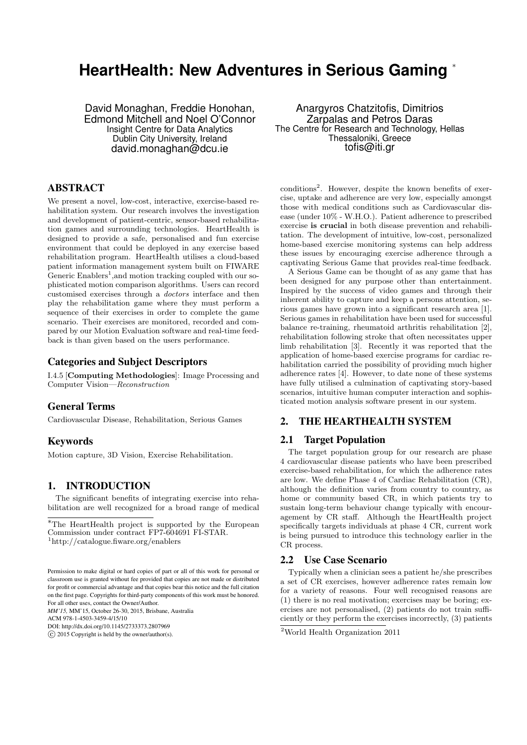# HeartHealth: New Adventures in Serious Gaming [*]

David Monaghan, Freddie Honohan, Edmond Mitchell and Noel O'Connor
Insight Centre for Data Analytics
Dublin City University, Ireland
david.monaghan@dcu.ie

Anargyros Chatzitofis, Dimitrios Zarpalas and Petros Daras
The Centre for Research and Technology, Hellas
Thessaloniki, Greece
tofis@iti.gr

## ABSTRACT

We present a novel, low-cost, interactive, exercise-based rehabilitation system. Our research involves the investigation and development of patient-centric, sensor-based rehabilitation games and surrounding technologies. HeartHealth is designed to provide a safe, personalised and fun exercise environment that could be deployed in any exercise based rehabilitation program. HeartHealth utilises a cloud-based patient information management system built on FIWARE Generic Enablers[1],and motion tracking coupled with our sophisticated motion comparison algorithms. Users can record customised exercises through a *doctors* interface and then play the rehabilitation game where they must perform a sequence of their exercises in order to complete the game scenario. Their exercises are monitored, recorded and compared by our Motion Evaluation software and real-time feedback is than given based on the users performance.

### Categories and Subject Descriptors

I.4.5 [**Computing Methodologies**]: Image Processing and Computer Vision—*Reconstruction*

### General Terms

Cardiovascular Disease, Rehabilitation, Serious Games

### Keywords

Motion capture, 3D Vision, Exercise Rehabilitation.

## 1. INTRODUCTION

The significant benefits of integrating exercise into rehabilitation are well recognized for a broad range of medical conditions[2]. However, despite the known benefits of exercise, uptake and adherence are very low, especially amongst those with medical conditions such as Cardiovascular disease (under 10% - W.H.O.). Patient adherence to prescribed exercise **is crucial** in both disease prevention and rehabilitation. The development of intuitive, low-cost, personalized home-based exercise monitoring systems can help address these issues by encouraging exercise adherence through a captivating Serious Game that provides real-time feedback.

A Serious Game can be thought of as any game that has been designed for any purpose other than entertainment. Inspired by the success of video games and through their inherent ability to capture and keep a persons attention, serious games have grown into a significant research area [1]. Serious games in rehabilitation have been used for successful balance re-training, rheumatoid arthritis rehabilitation [2], rehabilitation following stroke that often necessitates upper limb rehabilitation [3]. Recently it was reported that the application of home-based exercise programs for cardiac rehabilitation carried the possibility of providing much higher adherence rates [4]. However, to date none of these systems have fully utilised a culmination of captivating story-based scenarios, intuitive human computer interaction and sophisticated motion analysis software present in our system.

## 2. THE HEARTHEALTH SYSTEM

### 2.1 Target Population

The target population group for our research are phase 4 cardiovascular disease patients who have been prescribed exercise-based rehabilitation, for which the adherence rates are low. We define Phase 4 of Cardiac Rehabilitation (CR), although the definition varies from country to country, as home or community based CR, in which patients try to sustain long-term behaviour change typically with encouragement by CR staff. Although the HeartHealth project specifically targets individuals at phase 4 CR, current work is being pursued to introduce this technology earlier in the CR process.

### 2.2 Use Case Scenario

Typically when a clinician sees a patient he/she prescribes a set of CR exercises, however adherence rates remain low for a variety of reasons. Four well recognised reasons are (1) there is no real motivation; exercises may be boring; exercises are not personalised, (2) patients do not train sufficiently or they perform the exercises incorrectly, (3) patients

---

[*] The HeartHealth project is supported by the European Commission under contract FP7-604691 FI-STAR.

[1] http://catalogue.fiware.org/enablers

[2] World Health Organization 2011

Permission to make digital or hard copies of part or all of this work for personal or classroom use is granted without fee provided that copies are not made or distributed for profit or commercial advantage and that copies bear this notice and the full citation on the first page. Copyrights for third-party components of this work must be honored. For all other uses, contact the Owner/Author.
*MM'15,* MM'15, October 26-30, 2015, Brisbane, Australia
ACM 978-1-4503-3459-4/15/10
DOI: http://dx.doi.org/10.1145/2733373.2807969
© 2015 Copyright is held by the owner/author(s).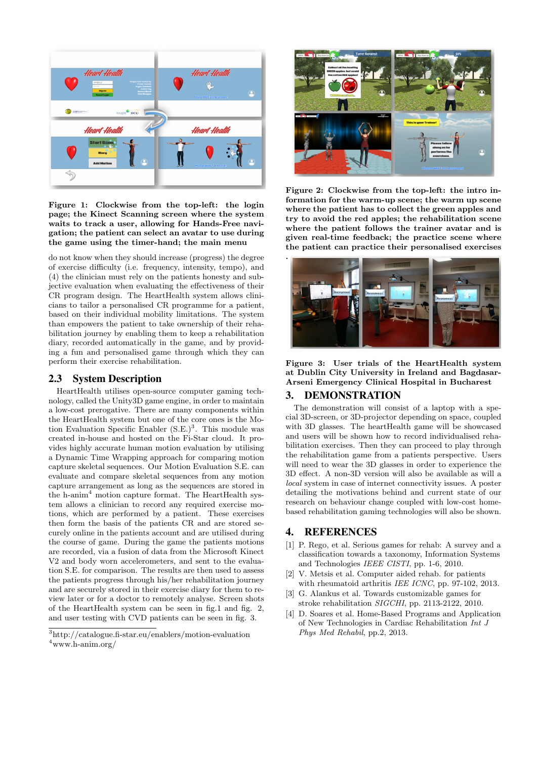Figure 1: Clockwise from the top-left: the login page; the Kinect Scanning screen where the system waits to track a user, allowing for Hands-Free navigation; the patient can select an avatar to use during the game using the timer-hand; the main menu

do not know when they should increase (progress) the degree of exercise difficulty (i.e. frequency, intensity, tempo), and (4) the clinician must rely on the patients honesty and subjective evaluation when evaluating the effectiveness of their CR program design. The HeartHealth system allows clinicians to tailor a personalised CR programme for a patient, based on their individual mobility limitations. The system than empowers the patient to take ownership of their rehabilitation journey by enabling them to keep a rehabilitation diary, recorded automatically in the game, and by providing a fun and personalised game through which they can perform their exercise rehabilitation.

### 2.3 System Description

HeartHealth utilises open-source computer gaming technology, called the Unity3D game engine, in order to maintain a low-cost prerogative. There are many components within the HeartHealth system but one of the core ones is the Motion Evaluation Specific Enabler (S.E.)[3]. This module was created in-house and hosted on the Fi-Star cloud. It provides highly accurate human motion evaluation by utilising a Dynamic Time Wrapping approach for comparing motion capture skeletal sequences. Our Motion Evaluation S.E. can evaluate and compare skeletal sequences from any motion capture arrangement as long as the sequences are stored in the h-anim[4] motion capture format. The HeartHealth system allows a clinician to record any required exercise motions, which are performed by a patient. These exercises then form the basis of the patients CR and are stored securely online in the patients account and are utilised during the course of game. During the game the patients motions are recorded, via a fusion of data from the Microsoft Kinect V2 and body worn accelerometers, and sent to the evaluation S.E. for comparison. The results are then used to assess the patients progress through his/her rehabilitation journey and are securely stored in their exercise diary for them to review later or for a doctor to remotely analyse. Screen shots of the HeartHealth system can be seen in fig.1 and fig. 2, and user testing with CVD patients can be seen in fig. 3.

[3]http://catalogue.fi-star.eu/enablers/motion-evaluation
[4]www.h-anim.org/

Figure 2: Clockwise from the top-left: the intro information for the warm-up scene; the warm up scene where the patient has to collect the green apples and try to avoid the red apples; the rehabilitation scene where the patient follows the trainer avatar and is given real-time feedback; the practice scene where the patient can practice their personalised exercises .

Figure 3: User trials of the HeartHealth system at Dublin City University in Ireland and Bagdasar-Arseni Emergency Clinical Hospital in Bucharest

## 3. DEMONSTRATION

The demonstration will consist of a laptop with a special 3D-screen, or 3D-projector depending on space, coupled with 3D glasses. The heartHealth game will be showcased and users will be shown how to record individualised rehabilitation exercises. Then they can proceed to play through the rehabilitation game from a patients perspective. Users will need to wear the 3D glasses in order to experience the 3D effect. A non-3D version will also be available as will a *local* system in case of internet connectivity issues. A poster detailing the motivations behind and current state of our research on behaviour change coupled with low-cost home-based rehabilitation gaming technologies will also be shown.

## 4. REFERENCES

[1] P. Rego, et al. Serious games for rehab: A survey and a classification towards a taxonomy, Information Systems and Technologies *IEEE CISTI*, pp. 1-6, 2010.

[2] V. Metsis et al. Computer aided rehab. for patients with rheumatoid arthritis *IEE ICNC*, pp. 97-102, 2013.

[3] G. Alankus et al. Towards customizable games for stroke rehabilitation *SIGCHI*, pp. 2113-2122, 2010.

[4] D. Soares et al. Home-Based Programs and Application of New Technologies in Cardiac Rehabilitation *Int J Phys Med Rehabil*, pp.2, 2013.